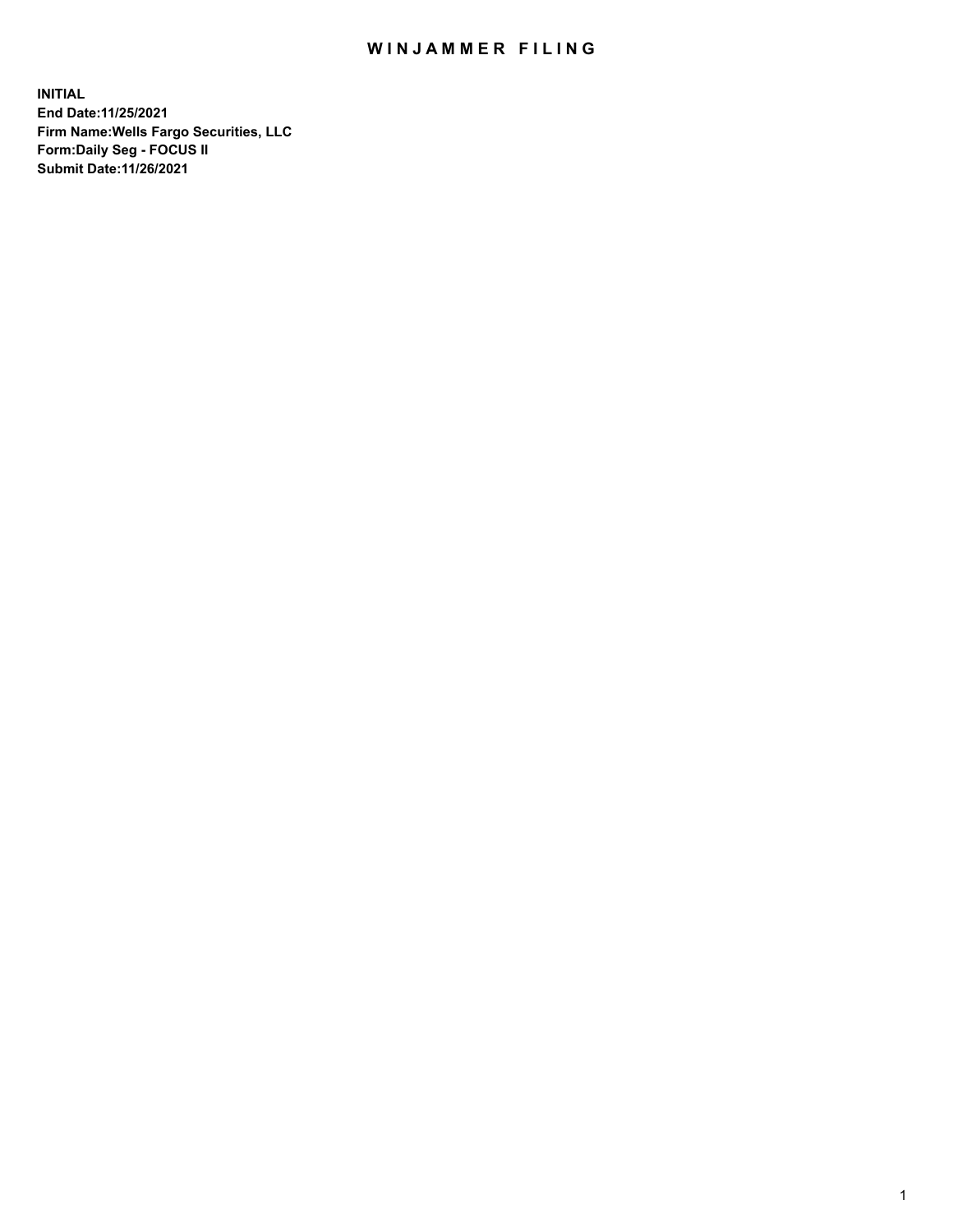# WINJAMMER FILING

**INITIAL**
**End Date:11/25/2021**
**Firm Name:Wells Fargo Securities, LLC**
**Form:Daily Seg - FOCUS II**
**Submit Date:11/26/2021**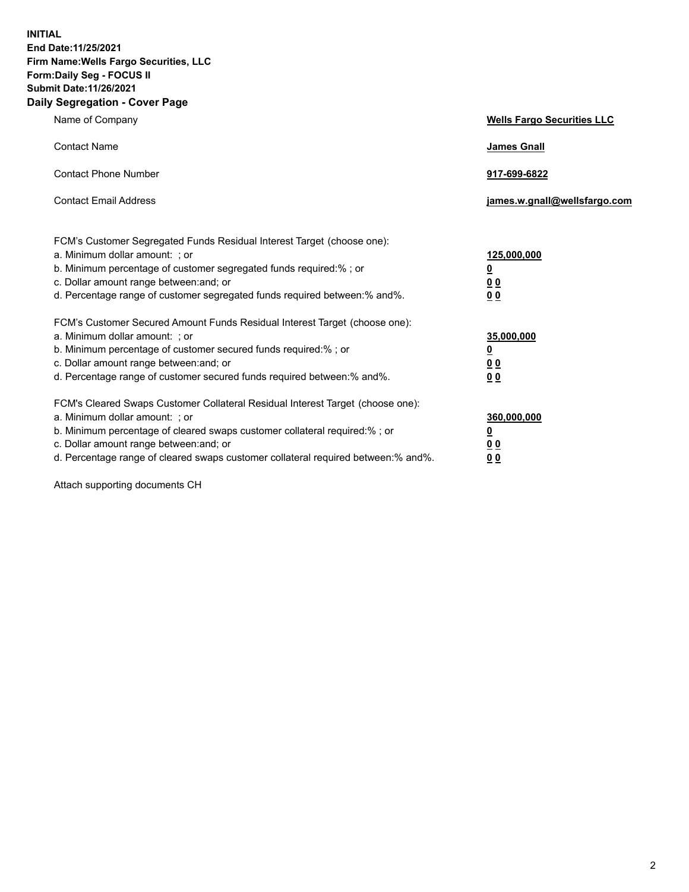**INITIAL**
**End Date:11/25/2021**
**Firm Name:Wells Fargo Securities, LLC**
**Form:Daily Seg - FOCUS II**
**Submit Date:11/26/2021**

## Daily Segregation - Cover Page

| | |
|---|---|
| Name of Company | **Wells Fargo Securities LLC** |
| Contact Name | **James Gnall** |
| Contact Phone Number | **917-699-6822** |
| Contact Email Address | **james.w.gnall@wellsfargo.com** |

| | |
|---|---|
| FCM's Customer Segregated Funds Residual Interest Target (choose one): | |
| a. Minimum dollar amount: ; or | **125,000,000** |
| b. Minimum percentage of customer segregated funds required:% ; or | **0** |
| c. Dollar amount range between:and; or | **0 0** |
| d. Percentage range of customer segregated funds required between:% and%. | **0 0** |
| FCM's Customer Secured Amount Funds Residual Interest Target (choose one): | |
| a. Minimum dollar amount: ; or | **35,000,000** |
| b. Minimum percentage of customer secured funds required:% ; or | **0** |
| c. Dollar amount range between:and; or | **0 0** |
| d. Percentage range of customer secured funds required between:% and%. | **0 0** |
| FCM's Cleared Swaps Customer Collateral Residual Interest Target (choose one): | |
| a. Minimum dollar amount: ; or | **360,000,000** |
| b. Minimum percentage of cleared swaps customer collateral required:% ; or | **0** |
| c. Dollar amount range between:and; or | **0 0** |
| d. Percentage range of cleared swaps customer collateral required between:% and%. | **0 0** |

Attach supporting documents CH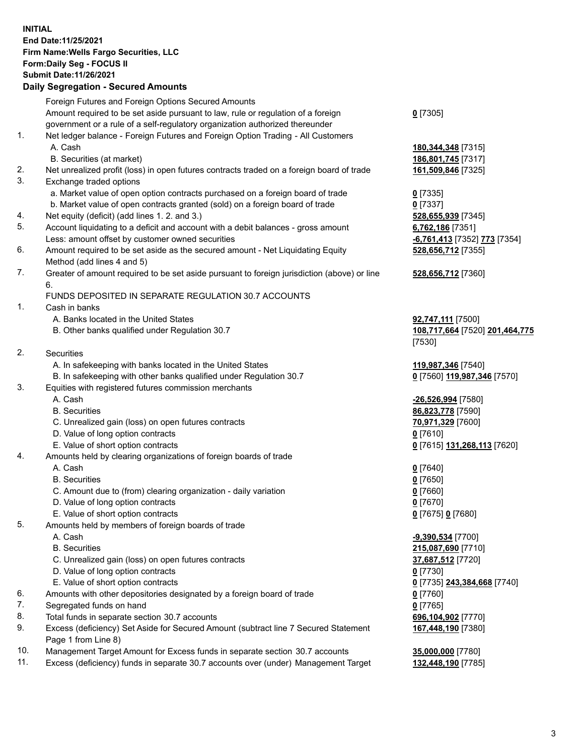**INITIAL**
**End Date:11/25/2021**
**Firm Name:Wells Fargo Securities, LLC**
**Form:Daily Seg - FOCUS II**
**Submit Date:11/26/2021**

## Daily Segregation - Secured Amounts

| | | |
|---|---|---|
| | Foreign Futures and Foreign Options Secured Amounts | |
| | Amount required to be set aside pursuant to law, rule or regulation of a foreign government or a rule of a self-regulatory organization authorized thereunder | **0** [7305] |
| 1. | Net ledger balance - Foreign Futures and Foreign Option Trading - All Customers | |
| | A. Cash | **180,344,348** [7315] |
| | B. Securities (at market) | **186,801,745** [7317] |
| 2. | Net unrealized profit (loss) in open futures contracts traded on a foreign board of trade | **161,509,846** [7325] |
| 3. | Exchange traded options | |
| | a. Market value of open option contracts purchased on a foreign board of trade | **0** [7335] |
| | b. Market value of open contracts granted (sold) on a foreign board of trade | **0** [7337] |
| 4. | Net equity (deficit) (add lines 1. 2. and 3.) | **528,655,939** [7345] |
| 5. | Account liquidating to a deficit and account with a debit balances - gross amount | **6,762,186** [7351] |
| | Less: amount offset by customer owned securities | **-6,761,413** [7352] **773** [7354] |
| 6. | Amount required to be set aside as the secured amount - Net Liquidating Equity Method (add lines 4 and 5) | **528,656,712** [7355] |
| 7. | Greater of amount required to be set aside pursuant to foreign jurisdiction (above) or line 6. | **528,656,712** [7360] |
| | FUNDS DEPOSITED IN SEPARATE REGULATION 30.7 ACCOUNTS | |
| 1. | Cash in banks | |
| | A. Banks located in the United States | **92,747,111** [7500] |
| | B. Other banks qualified under Regulation 30.7 | **108,717,664** [7520] **201,464,775** [7530] |
| 2. | Securities | |
| | A. In safekeeping with banks located in the United States | **119,987,346** [7540] |
| | B. In safekeeping with other banks qualified under Regulation 30.7 | **0** [7560] **119,987,346** [7570] |
| 3. | Equities with registered futures commission merchants | |
| | A. Cash | **-26,526,994** [7580] |
| | B. Securities | **86,823,778** [7590] |
| | C. Unrealized gain (loss) on open futures contracts | **70,971,329** [7600] |
| | D. Value of long option contracts | **0** [7610] |
| | E. Value of short option contracts | **0** [7615] **131,268,113** [7620] |
| 4. | Amounts held by clearing organizations of foreign boards of trade | |
| | A. Cash | **0** [7640] |
| | B. Securities | **0** [7650] |
| | C. Amount due to (from) clearing organization - daily variation | **0** [7660] |
| | D. Value of long option contracts | **0** [7670] |
| | E. Value of short option contracts | **0** [7675] **0** [7680] |
| 5. | Amounts held by members of foreign boards of trade | |
| | A. Cash | **-9,390,534** [7700] |
| | B. Securities | **215,087,690** [7710] |
| | C. Unrealized gain (loss) on open futures contracts | **37,687,512** [7720] |
| | D. Value of long option contracts | **0** [7730] |
| | E. Value of short option contracts | **0** [7735] **243,384,668** [7740] |
| 6. | Amounts with other depositories designated by a foreign board of trade | **0** [7760] |
| 7. | Segregated funds on hand | **0** [7765] |
| 8. | Total funds in separate section 30.7 accounts | **696,104,902** [7770] |
| 9. | Excess (deficiency) Set Aside for Secured Amount (subtract line 7 Secured Statement Page 1 from Line 8) | **167,448,190** [7380] |
| 10. | Management Target Amount for Excess funds in separate section 30.7 accounts | **35,000,000** [7780] |
| 11. | Excess (deficiency) funds in separate 30.7 accounts over (under) Management Target | **132,448,190** [7785] |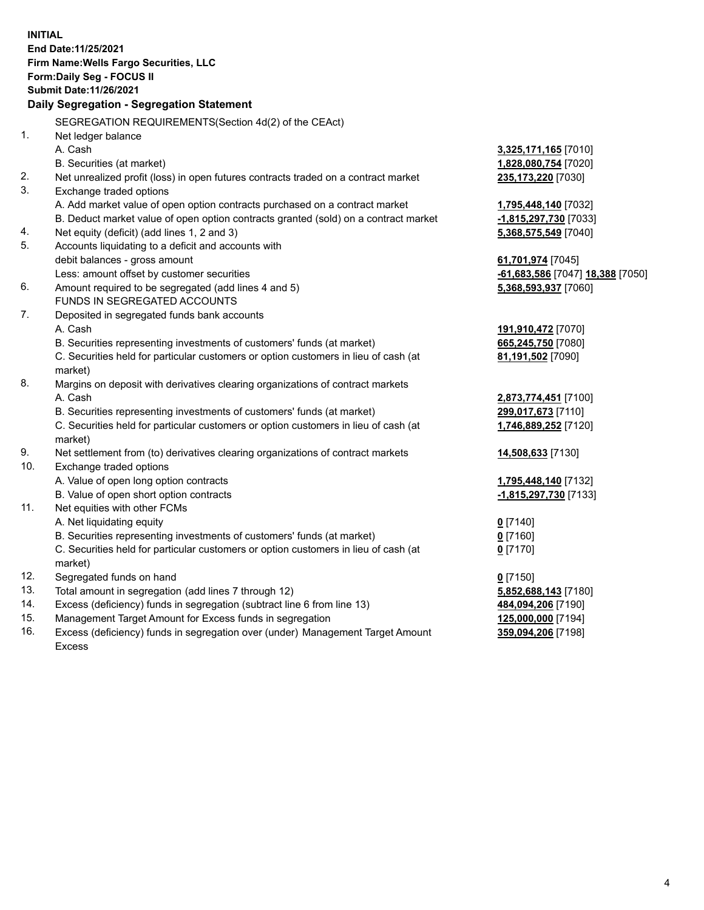**INITIAL**
**End Date:11/25/2021**
**Firm Name:Wells Fargo Securities, LLC**
**Form:Daily Seg - FOCUS II**
**Submit Date:11/26/2021**

## Daily Segregation - Segregation Statement

SEGREGATION REQUIREMENTS(Section 4d(2) of the CEAct)

| | | |
|---|---|---|
| 1. | Net ledger balance | |
| | A. Cash | **3,325,171,165** [7010] |
| | B. Securities (at market) | **1,828,080,754** [7020] |
| 2. | Net unrealized profit (loss) in open futures contracts traded on a contract market | **235,173,220** [7030] |
| 3. | Exchange traded options | |
| | A. Add market value of open option contracts purchased on a contract market | **1,795,448,140** [7032] |
| | B. Deduct market value of open option contracts granted (sold) on a contract market | **-1,815,297,730** [7033] |
| 4. | Net equity (deficit) (add lines 1, 2 and 3) | **5,368,575,549** [7040] |
| 5. | Accounts liquidating to a deficit and accounts with | |
| | debit balances - gross amount | **61,701,974** [7045] |
| | Less: amount offset by customer securities | **-61,683,586** [7047] **18,388** [7050] |
| 6. | Amount required to be segregated (add lines 4 and 5) | **5,368,593,937** [7060] |
| | FUNDS IN SEGREGATED ACCOUNTS | |
| 7. | Deposited in segregated funds bank accounts | |
| | A. Cash | **191,910,472** [7070] |
| | B. Securities representing investments of customers' funds (at market) | **665,245,750** [7080] |
| | C. Securities held for particular customers or option customers in lieu of cash (at market) | **81,191,502** [7090] |
| 8. | Margins on deposit with derivatives clearing organizations of contract markets | |
| | A. Cash | **2,873,774,451** [7100] |
| | B. Securities representing investments of customers' funds (at market) | **299,017,673** [7110] |
| | C. Securities held for particular customers or option customers in lieu of cash (at market) | **1,746,889,252** [7120] |
| 9. | Net settlement from (to) derivatives clearing organizations of contract markets | **14,508,633** [7130] |
| 10. | Exchange traded options | |
| | A. Value of open long option contracts | **1,795,448,140** [7132] |
| | B. Value of open short option contracts | **-1,815,297,730** [7133] |
| 11. | Net equities with other FCMs | |
| | A. Net liquidating equity | **0** [7140] |
| | B. Securities representing investments of customers' funds (at market) | **0** [7160] |
| | C. Securities held for particular customers or option customers in lieu of cash (at market) | **0** [7170] |
| 12. | Segregated funds on hand | **0** [7150] |
| 13. | Total amount in segregation (add lines 7 through 12) | **5,852,688,143** [7180] |
| 14. | Excess (deficiency) funds in segregation (subtract line 6 from line 13) | **484,094,206** [7190] |
| 15. | Management Target Amount for Excess funds in segregation | **125,000,000** [7194] |
| 16. | Excess (deficiency) funds in segregation over (under) Management Target Amount Excess | **359,094,206** [7198] |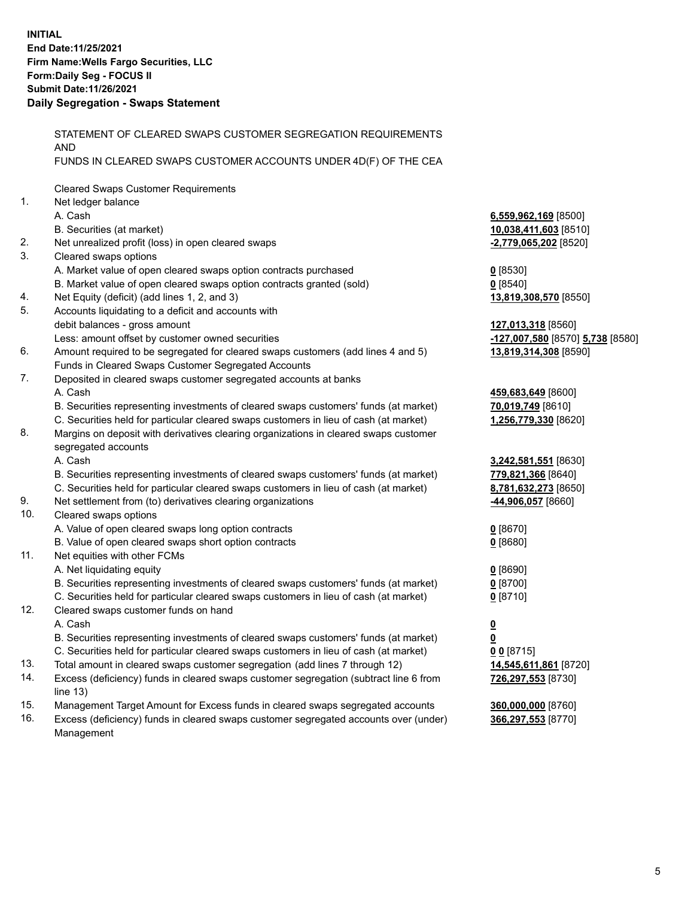**INITIAL**
**End Date:11/25/2021**
**Firm Name:Wells Fargo Securities, LLC**
**Form:Daily Seg - FOCUS II**
**Submit Date:11/26/2021**
**Daily Segregation - Swaps Statement**

STATEMENT OF CLEARED SWAPS CUSTOMER SEGREGATION REQUIREMENTS AND FUNDS IN CLEARED SWAPS CUSTOMER ACCOUNTS UNDER 4D(F) OF THE CEA

| | | |
|---|---|---|
| | Cleared Swaps Customer Requirements | |
| 1. | Net ledger balance | |
| | A. Cash | **6,559,962,169** [8500] |
| | B. Securities (at market) | **10,038,411,603** [8510] |
| 2. | Net unrealized profit (loss) in open cleared swaps | **-2,779,065,202** [8520] |
| 3. | Cleared swaps options | |
| | A. Market value of open cleared swaps option contracts purchased | **0** [8530] |
| | B. Market value of open cleared swaps option contracts granted (sold) | **0** [8540] |
| 4. | Net Equity (deficit) (add lines 1, 2, and 3) | **13,819,308,570** [8550] |
| 5. | Accounts liquidating to a deficit and accounts with debit balances - gross amount | **127,013,318** [8560] |
| | Less: amount offset by customer owned securities | **-127,007,580** [8570] **5,738** [8580] |
| 6. | Amount required to be segregated for cleared swaps customers (add lines 4 and 5) | **13,819,314,308** [8590] |
| | Funds in Cleared Swaps Customer Segregated Accounts | |
| 7. | Deposited in cleared swaps customer segregated accounts at banks | |
| | A. Cash | **459,683,649** [8600] |
| | B. Securities representing investments of cleared swaps customers' funds (at market) | **70,019,749** [8610] |
| | C. Securities held for particular cleared swaps customers in lieu of cash (at market) | **1,256,779,330** [8620] |
| 8. | Margins on deposit with derivatives clearing organizations in cleared swaps customer segregated accounts | |
| | A. Cash | **3,242,581,551** [8630] |
| | B. Securities representing investments of cleared swaps customers' funds (at market) | **779,821,366** [8640] |
| | C. Securities held for particular cleared swaps customers in lieu of cash (at market) | **8,781,632,273** [8650] |
| 9. | Net settlement from (to) derivatives clearing organizations | **-44,906,057** [8660] |
| 10. | Cleared swaps options | |
| | A. Value of open cleared swaps long option contracts | **0** [8670] |
| | B. Value of open cleared swaps short option contracts | **0** [8680] |
| 11. | Net equities with other FCMs | |
| | A. Net liquidating equity | **0** [8690] |
| | B. Securities representing investments of cleared swaps customers' funds (at market) | **0** [8700] |
| | C. Securities held for particular cleared swaps customers in lieu of cash (at market) | **0** [8710] |
| 12. | Cleared swaps customer funds on hand | |
| | A. Cash | **0** |
| | B. Securities representing investments of cleared swaps customers' funds (at market) | **0** |
| | C. Securities held for particular cleared swaps customers in lieu of cash (at market) | **0** **0** [8715] |
| 13. | Total amount in cleared swaps customer segregation (add lines 7 through 12) | **14,545,611,861** [8720] |
| 14. | Excess (deficiency) funds in cleared swaps customer segregation (subtract line 6 from line 13) | **726,297,553** [8730] |
| 15. | Management Target Amount for Excess funds in cleared swaps segregated accounts | **360,000,000** [8760] |
| 16. | Excess (deficiency) funds in cleared swaps customer segregated accounts over (under) Management | **366,297,553** [8770] |